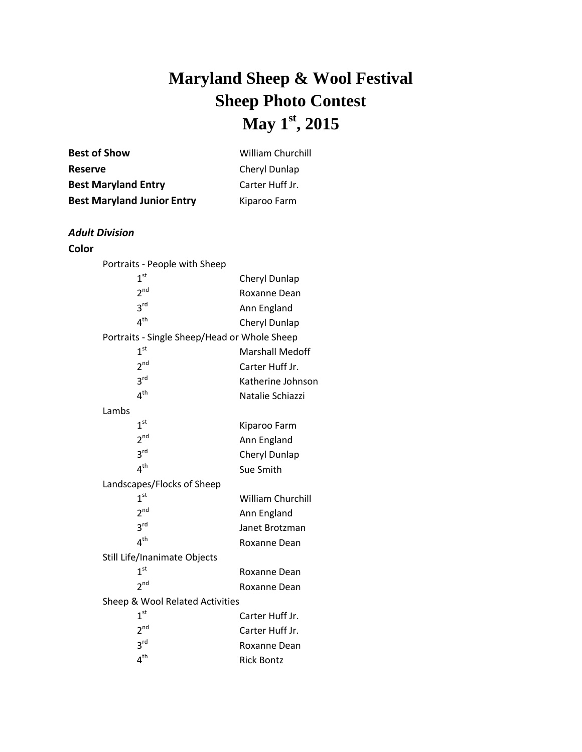# Maryland Sheep & Wool Festival
# Sheep Photo Contest
# May 1st, 2015

| | |
|---|---|
| **Best of Show** | William Churchill |
| **Reserve** | Cheryl Dunlap |
| **Best Maryland Entry** | Carter Huff Jr. |
| **Best Maryland Junior Entry** | Kiparoo Farm |

***Adult Division***

**Color**

Portraits - People with Sheep

| | |
|---|---|
| 1st | Cheryl Dunlap |
| 2nd | Roxanne Dean |
| 3rd | Ann England |
| 4th | Cheryl Dunlap |

Portraits - Single Sheep/Head or Whole Sheep

| | |
|---|---|
| 1st | Marshall Medoff |
| 2nd | Carter Huff Jr. |
| 3rd | Katherine Johnson |
| 4th | Natalie Schiazzi |

Lambs

| | |
|---|---|
| 1st | Kiparoo Farm |
| 2nd | Ann England |
| 3rd | Cheryl Dunlap |
| 4th | Sue Smith |

Landscapes/Flocks of Sheep

| | |
|---|---|
| 1st | William Churchill |
| 2nd | Ann England |
| 3rd | Janet Brotzman |
| 4th | Roxanne Dean |

Still Life/Inanimate Objects

| | |
|---|---|
| 1st | Roxanne Dean |
| 2nd | Roxanne Dean |

Sheep & Wool Related Activities

| | |
|---|---|
| 1st | Carter Huff Jr. |
| 2nd | Carter Huff Jr. |
| 3rd | Roxanne Dean |
| 4th | Rick Bontz |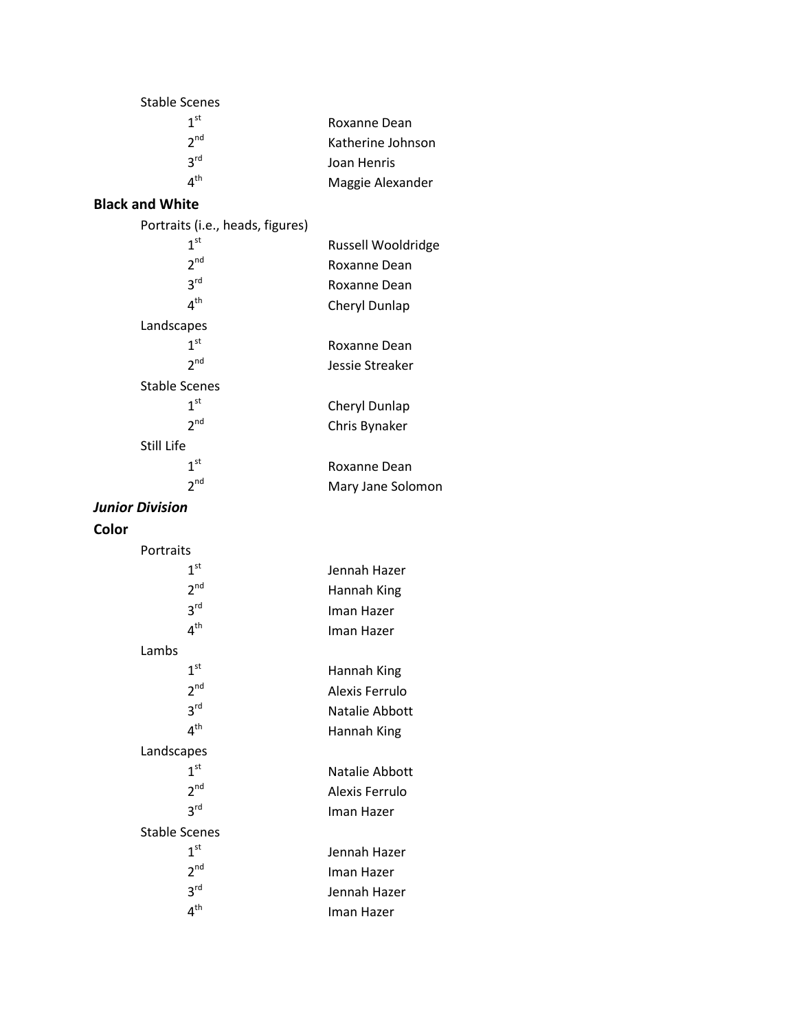Stable Scenes

| | |
|---|---|
| 1st | Roxanne Dean |
| 2nd | Katherine Johnson |
| 3rd | Joan Henris |
| 4th | Maggie Alexander |

**Black and White**

Portraits (i.e., heads, figures)

| | |
|---|---|
| 1st | Russell Wooldridge |
| 2nd | Roxanne Dean |
| 3rd | Roxanne Dean |
| 4th | Cheryl Dunlap |

Landscapes

| | |
|---|---|
| 1st | Roxanne Dean |
| 2nd | Jessie Streaker |

Stable Scenes

| | |
|---|---|
| 1st | Cheryl Dunlap |
| 2nd | Chris Bynaker |

Still Life

| | |
|---|---|
| 1st | Roxanne Dean |
| 2nd | Mary Jane Solomon |

***Junior Division***

**Color**

Portraits

| | |
|---|---|
| 1st | Jennah Hazer |
| 2nd | Hannah King |
| 3rd | Iman Hazer |
| 4th | Iman Hazer |

Lambs

| | |
|---|---|
| 1st | Hannah King |
| 2nd | Alexis Ferrulo |
| 3rd | Natalie Abbott |
| 4th | Hannah King |

Landscapes

| | |
|---|---|
| 1st | Natalie Abbott |
| 2nd | Alexis Ferrulo |
| 3rd | Iman Hazer |

Stable Scenes

| | |
|---|---|
| 1st | Jennah Hazer |
| 2nd | Iman Hazer |
| 3rd | Jennah Hazer |
| 4th | Iman Hazer |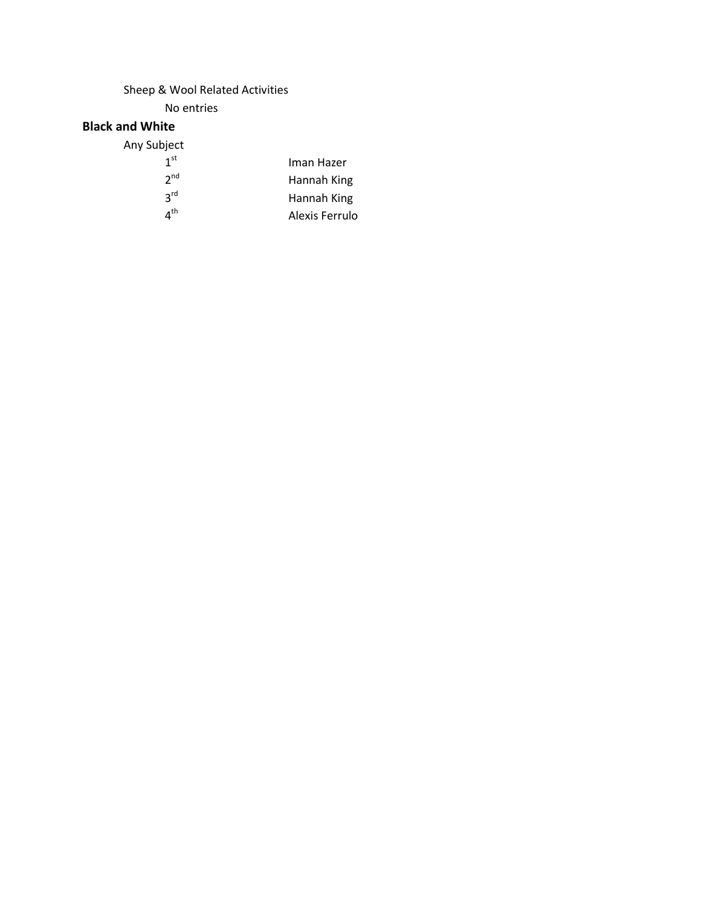Sheep & Wool Related Activities

No entries

**Black and White**

Any Subject

| | |
|---|---|
| 1st | Iman Hazer |
| 2nd | Hannah King |
| 3rd | Hannah King |
| 4th | Alexis Ferrulo |